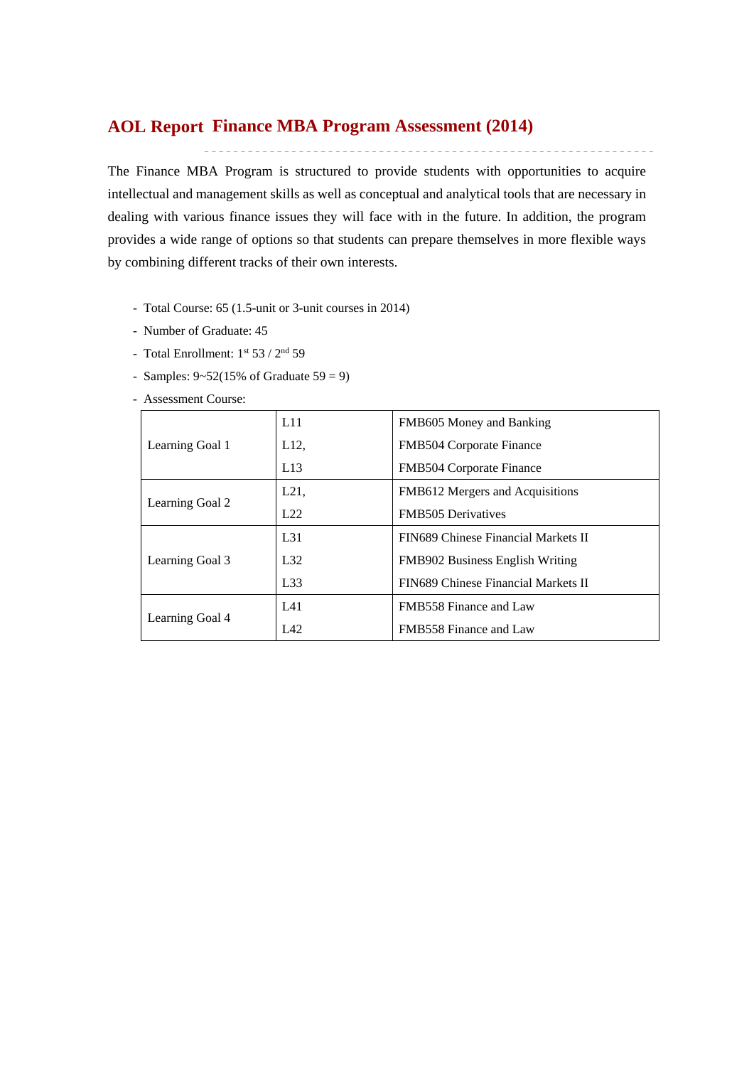# AOL Report Finance MBA Program Assessment (2014)

The Finance MBA Program is structured to provide students with opportunities to acquire intellectual and management skills as well as conceptual and analytical tools that are necessary in dealing with various finance issues they will face with in the future. In addition, the program provides a wide range of options so that students can prepare themselves in more flexible ways by combining different tracks of their own interests.

- Total Course: 65 (1.5-unit or 3-unit courses in 2014)
- Number of Graduate: 45
- Total Enrollment: 1st 53 / 2nd 59
- Samples: 9~52(15% of Graduate 59 = 9)
- Assessment Course:

| | | |
|---|---|---|
| Learning Goal 1 | L11 | FMB605 Money and Banking |
| | L12, | FMB504 Corporate Finance |
| | L13 | FMB504 Corporate Finance |
| Learning Goal 2 | L21, | FMB612 Mergers and Acquisitions |
| | L22 | FMB505 Derivatives |
| Learning Goal 3 | L31 | FIN689 Chinese Financial Markets II |
| | L32 | FMB902 Business English Writing |
| | L33 | FIN689 Chinese Financial Markets II |
| Learning Goal 4 | L41 | FMB558 Finance and Law |
| | L42 | FMB558 Finance and Law |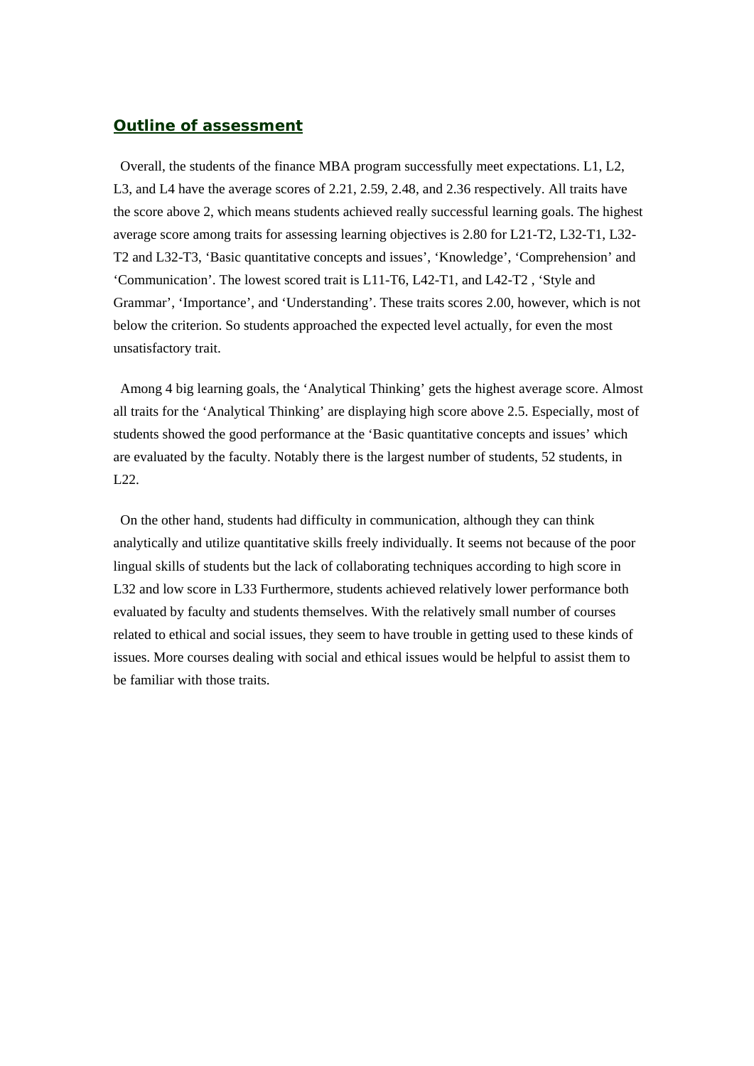## Outline of assessment

Overall, the students of the finance MBA program successfully meet expectations. L1, L2, L3, and L4 have the average scores of 2.21, 2.59, 2.48, and 2.36 respectively. All traits have the score above 2, which means students achieved really successful learning goals. The highest average score among traits for assessing learning objectives is 2.80 for L21-T2, L32-T1, L32-T2 and L32-T3, 'Basic quantitative concepts and issues', 'Knowledge', 'Comprehension' and 'Communication'. The lowest scored trait is L11-T6, L42-T1, and L42-T2 , 'Style and Grammar', 'Importance', and 'Understanding'. These traits scores 2.00, however, which is not below the criterion. So students approached the expected level actually, for even the most unsatisfactory trait.

Among 4 big learning goals, the 'Analytical Thinking' gets the highest average score. Almost all traits for the 'Analytical Thinking' are displaying high score above 2.5. Especially, most of students showed the good performance at the 'Basic quantitative concepts and issues' which are evaluated by the faculty. Notably there is the largest number of students, 52 students, in L22.

On the other hand, students had difficulty in communication, although they can think analytically and utilize quantitative skills freely individually. It seems not because of the poor lingual skills of students but the lack of collaborating techniques according to high score in L32 and low score in L33 Furthermore, students achieved relatively lower performance both evaluated by faculty and students themselves. With the relatively small number of courses related to ethical and social issues, they seem to have trouble in getting used to these kinds of issues. More courses dealing with social and ethical issues would be helpful to assist them to be familiar with those traits.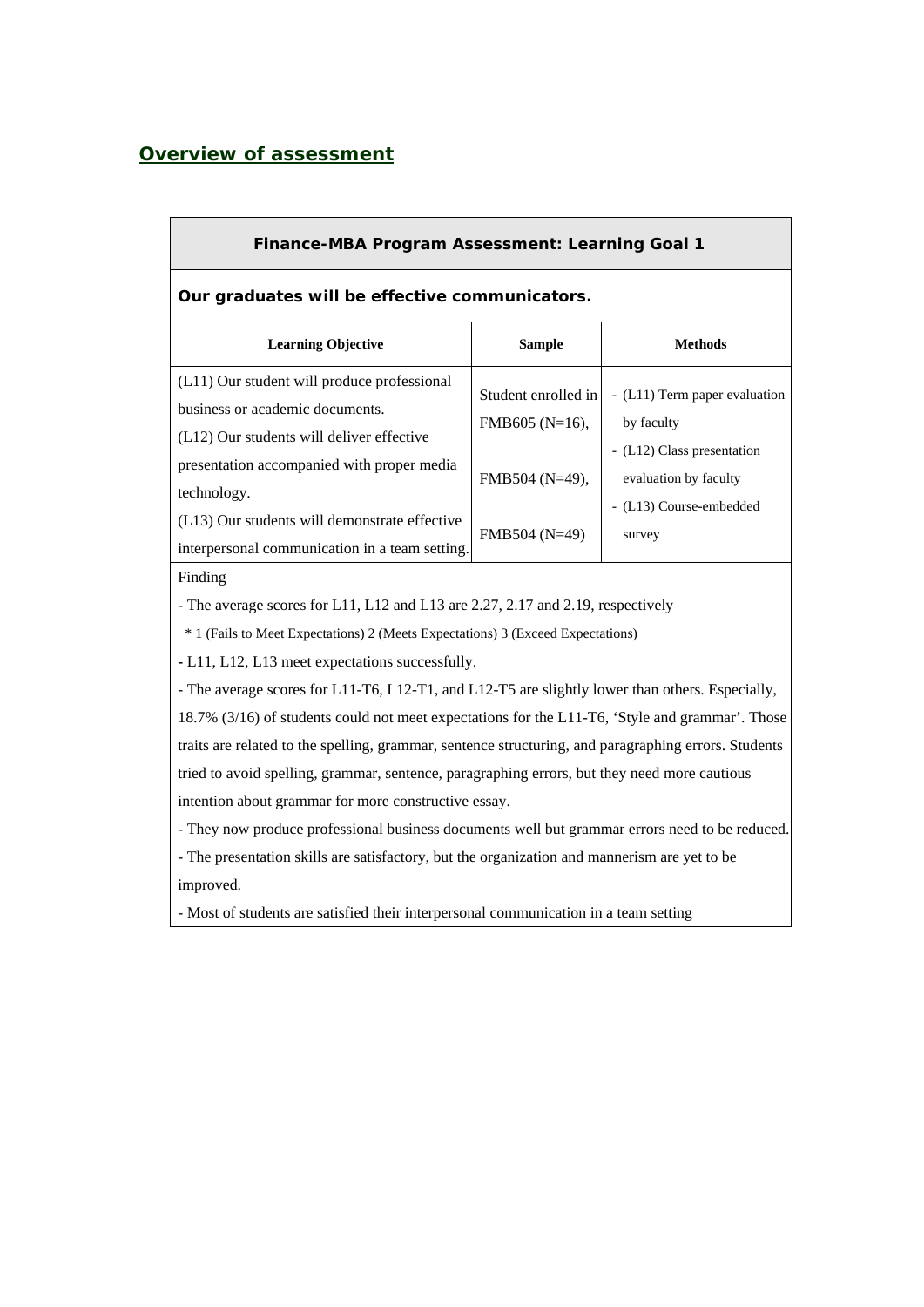## Overview of assessment

| **Finance-MBA Program Assessment: Learning Goal 1** | | |
|---|---|---|
| **Our graduates will be effective communicators.** | | |
| **Learning Objective** | **Sample** | **Methods** |
| (L11) Our student will produce professional business or academic documents.<br>(L12) Our students will deliver effective presentation accompanied with proper media technology.<br>(L13) Our students will demonstrate effective interpersonal communication in a team setting. | Student enrolled in FMB605 (N=16),<br>FMB504 (N=49),<br>FMB504 (N=49) | - (L11) Term paper evaluation by faculty<br>- (L12) Class presentation evaluation by faculty<br>- (L13) Course-embedded survey |
| Finding<br>- The average scores for L11, L12 and L13 are 2.27, 2.17 and 2.19, respectively<br>\* 1 (Fails to Meet Expectations) 2 (Meets Expectations) 3 (Exceed Expectations)<br>- L11, L12, L13 meet expectations successfully.<br>- The average scores for L11-T6, L12-T1, and L12-T5 are slightly lower than others. Especially, 18.7% (3/16) of students could not meet expectations for the L11-T6, 'Style and grammar'. Those traits are related to the spelling, grammar, sentence structuring, and paragraphing errors. Students tried to avoid spelling, grammar, sentence, paragraphing errors, but they need more cautious intention about grammar for more constructive essay.<br>- They now produce professional business documents well but grammar errors need to be reduced.<br>- The presentation skills are satisfactory, but the organization and mannerism are yet to be improved.<br>- Most of students are satisfied their interpersonal communication in a team setting | | |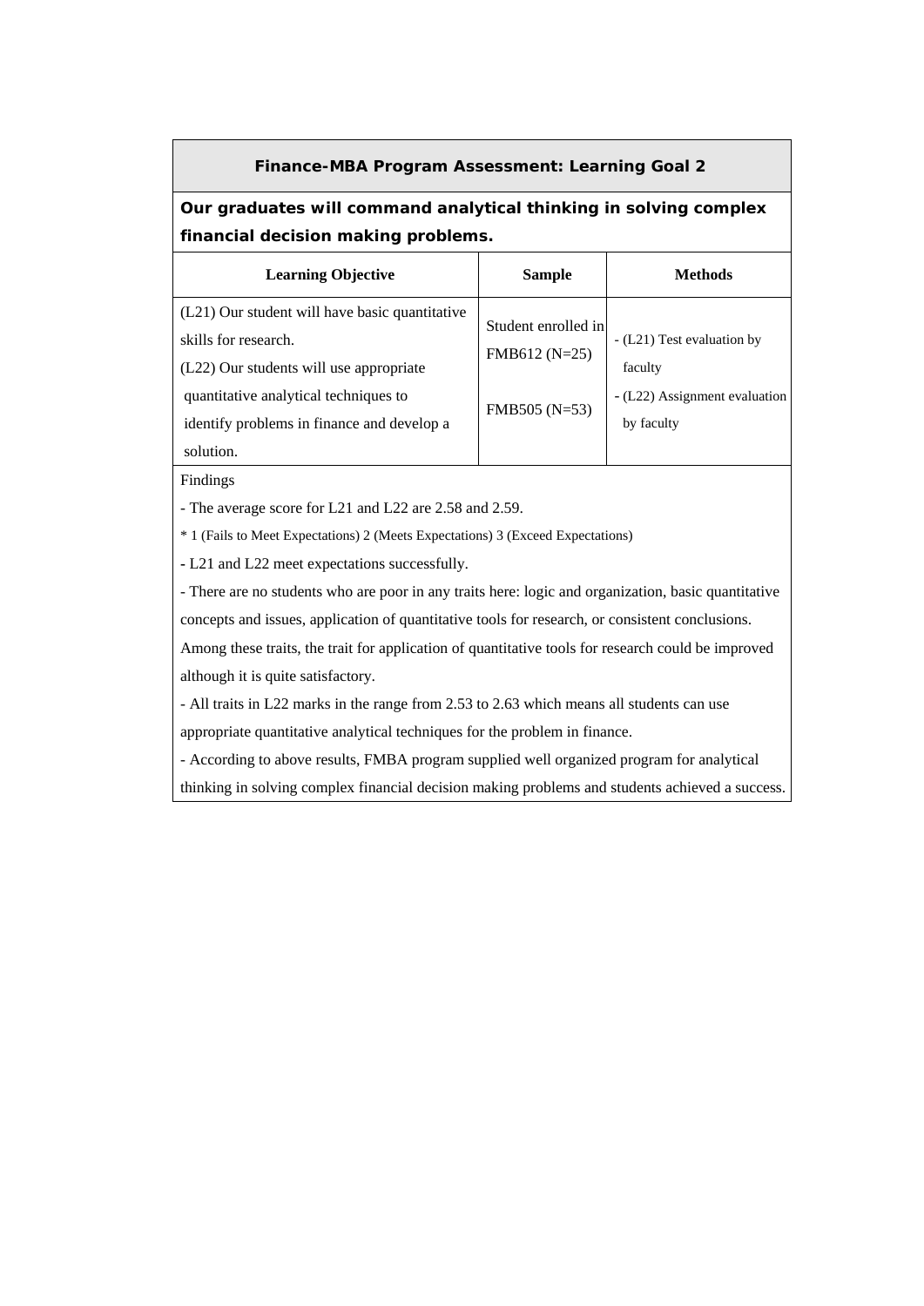**Finance-MBA Program Assessment: Learning Goal 2**

**Our graduates will command analytical thinking in solving complex financial decision making problems.**

| Learning Objective | Sample | Methods |
|---|---|---|
| (L21) Our student will have basic quantitative skills for research.<br>(L22) Our students will use appropriate quantitative analytical techniques to identify problems in finance and develop a solution. | Student enrolled in FMB612 (N=25)<br><br>FMB505 (N=53) | - (L21) Test evaluation by faculty<br>- (L22) Assignment evaluation by faculty |

Findings

- The average score for L21 and L22 are 2.58 and 2.59.

\* 1 (Fails to Meet Expectations) 2 (Meets Expectations) 3 (Exceed Expectations)

- L21 and L22 meet expectations successfully.
- There are no students who are poor in any traits here: logic and organization, basic quantitative concepts and issues, application of quantitative tools for research, or consistent conclusions. Among these traits, the trait for application of quantitative tools for research could be improved although it is quite satisfactory.
- All traits in L22 marks in the range from 2.53 to 2.63 which means all students can use appropriate quantitative analytical techniques for the problem in finance.
- According to above results, FMBA program supplied well organized program for analytical thinking in solving complex financial decision making problems and students achieved a success.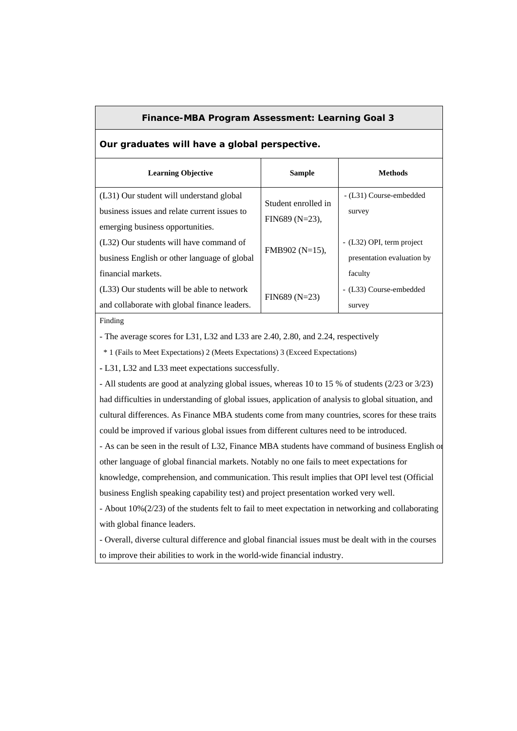| Finance-MBA Program Assessment: Learning Goal 3 | | |
|---|---|---|
| **Our graduates will have a global perspective.** | | |
| **Learning Objective** | **Sample** | **Methods** |
| (L31) Our student will understand global business issues and relate current issues to emerging business opportunities. | Student enrolled in FIN689 (N=23), | - (L31) Course-embedded survey |
| (L32) Our students will have command of business English or other language of global financial markets. | FMB902 (N=15), | - (L32) OPI, term project presentation evaluation by faculty |
| (L33) Our students will be able to network and collaborate with global finance leaders. | FIN689 (N=23) | - (L33) Course-embedded survey |

Finding

- The average scores for L31, L32 and L33 are 2.40, 2.80, and 2.24, respectively

  * 1 (Fails to Meet Expectations) 2 (Meets Expectations) 3 (Exceed Expectations)

- L31, L32 and L33 meet expectations successfully.
- All students are good at analyzing global issues, whereas 10 to 15 % of students (2/23 or 3/23) had difficulties in understanding of global issues, application of analysis to global situation, and cultural differences. As Finance MBA students come from many countries, scores for these traits could be improved if various global issues from different cultures need to be introduced.
- As can be seen in the result of L32, Finance MBA students have command of business English or other language of global financial markets. Notably no one fails to meet expectations for knowledge, comprehension, and communication. This result implies that OPI level test (Official business English speaking capability test) and project presentation worked very well.
- About 10%(2/23) of the students felt to fail to meet expectation in networking and collaborating with global finance leaders.
- Overall, diverse cultural difference and global financial issues must be dealt with in the courses to improve their abilities to work in the world-wide financial industry.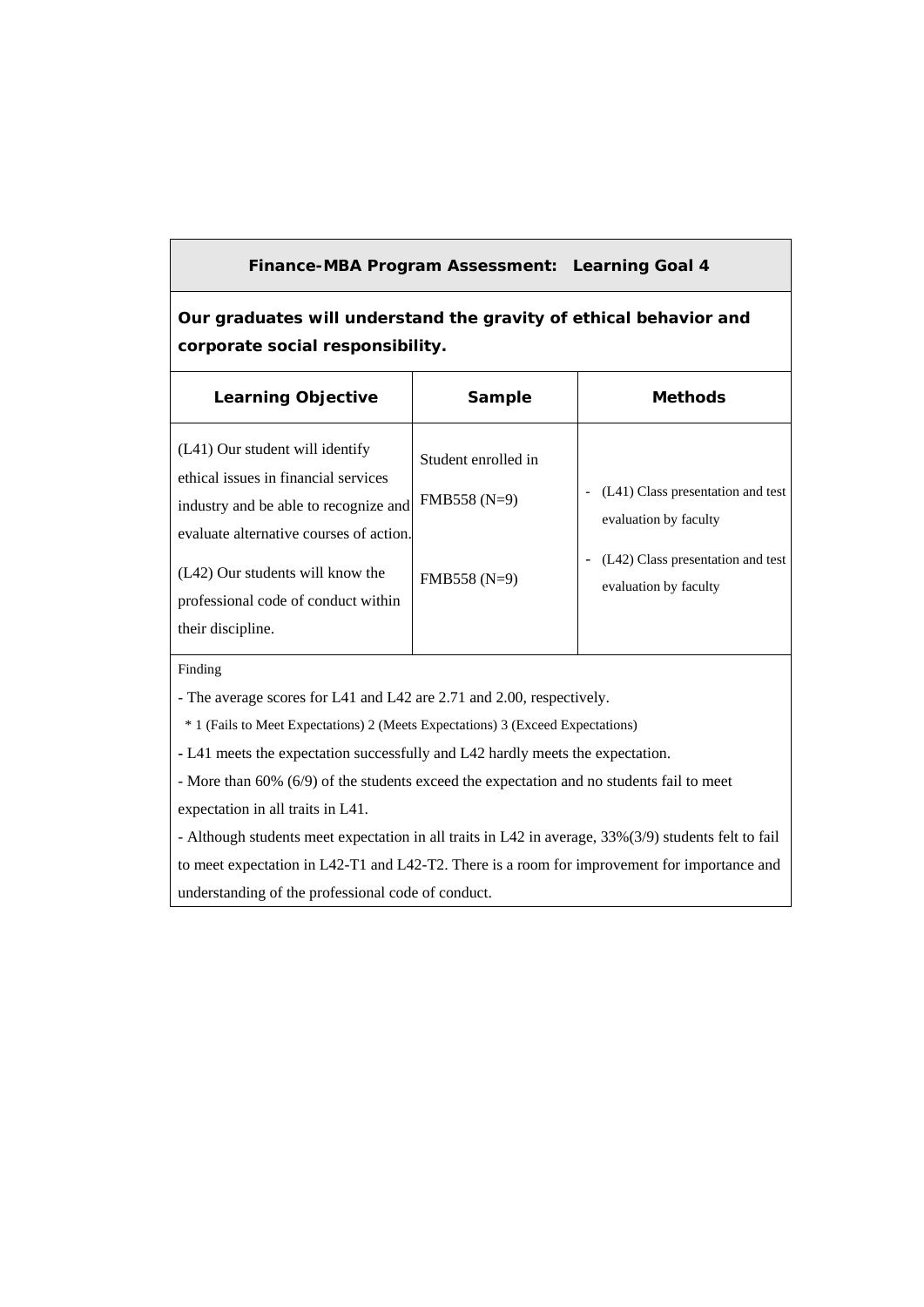| **Finance-MBA Program Assessment: Learning Goal 4** | | |
|---|---|---|
| **Our graduates will understand the gravity of ethical behavior and corporate social responsibility.** | | |
| **Learning Objective** | **Sample** | **Methods** |
| (L41) Our student will identify ethical issues in financial services industry and be able to recognize and evaluate alternative courses of action.<br><br>(L42) Our students will know the professional code of conduct within their discipline. | Student enrolled in FMB558 (N=9)<br><br>FMB558 (N=9) | - (L41) Class presentation and test evaluation by faculty<br>- (L42) Class presentation and test evaluation by faculty |

Finding

- The average scores for L41 and L42 are 2.71 and 2.00, respectively.

  * 1 (Fails to Meet Expectations) 2 (Meets Expectations) 3 (Exceed Expectations)

- L41 meets the expectation successfully and L42 hardly meets the expectation.
- More than 60% (6/9) of the students exceed the expectation and no students fail to meet expectation in all traits in L41.
- Although students meet expectation in all traits in L42 in average, 33%(3/9) students felt to fail to meet expectation in L42-T1 and L42-T2. There is a room for improvement for importance and understanding of the professional code of conduct.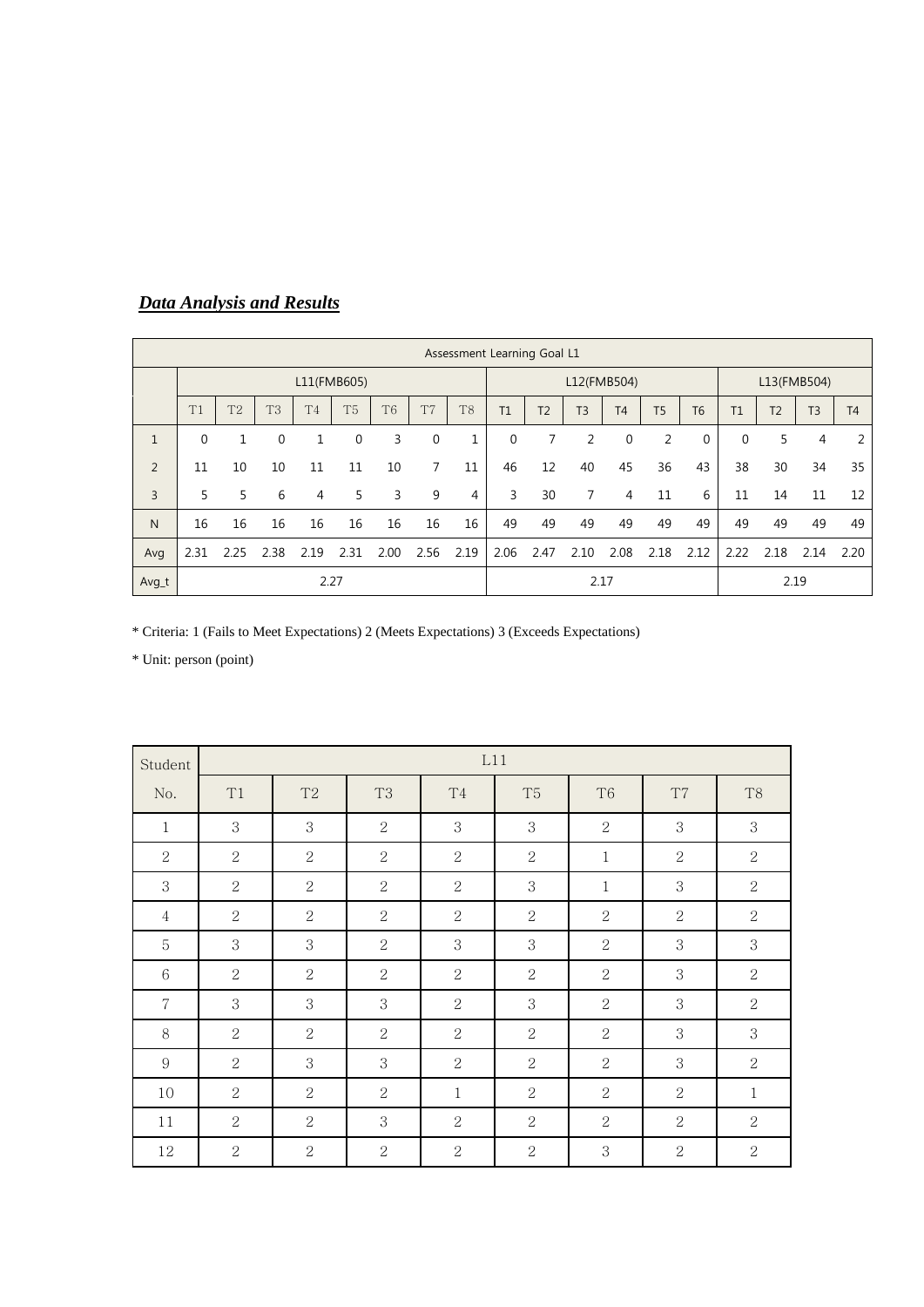***Data Analysis and Results***

| Assessment Learning Goal L1 | | | | | | | | | | | | | | | | | | | |
|---|---|---|---|---|---|---|---|---|---|---|---|---|---|---|---|---|---|---|---|
| | L11(FMB605) | | | | | | | | L12(FMB504) | | | | | | L13(FMB504) | | | |
| | T1 | T2 | T3 | T4 | T5 | T6 | T7 | T8 | T1 | T2 | T3 | T4 | T5 | T6 | T1 | T2 | T3 | T4 |
| 1 | 0 | 1 | 0 | 1 | 0 | 3 | 0 | 1 | 0 | 7 | 2 | 0 | 2 | 0 | 0 | 5 | 4 | 2 |
| 2 | 11 | 10 | 10 | 11 | 11 | 10 | 7 | 11 | 46 | 12 | 40 | 45 | 36 | 43 | 38 | 30 | 34 | 35 |
| 3 | 5 | 5 | 6 | 4 | 5 | 3 | 9 | 4 | 3 | 30 | 7 | 4 | 11 | 6 | 11 | 14 | 11 | 12 |
| N | 16 | 16 | 16 | 16 | 16 | 16 | 16 | 16 | 49 | 49 | 49 | 49 | 49 | 49 | 49 | 49 | 49 | 49 |
| Avg | 2.31 | 2.25 | 2.38 | 2.19 | 2.31 | 2.00 | 2.56 | 2.19 | 2.06 | 2.47 | 2.10 | 2.08 | 2.18 | 2.12 | 2.22 | 2.18 | 2.14 | 2.20 |
| Avg_t | 2.27 | | | | | | | | 2.17 | | | | | | 2.19 | | | |

* Criteria: 1 (Fails to Meet Expectations) 2 (Meets Expectations) 3 (Exceeds Expectations)

* Unit: person (point)

| Student | L11 | | | | | | | |
|---|---|---|---|---|---|---|---|---|
| No. | T1 | T2 | T3 | T4 | T5 | T6 | T7 | T8 |
| 1 | 3 | 3 | 2 | 3 | 3 | 2 | 3 | 3 |
| 2 | 2 | 2 | 2 | 2 | 2 | 1 | 2 | 2 |
| 3 | 2 | 2 | 2 | 2 | 3 | 1 | 3 | 2 |
| 4 | 2 | 2 | 2 | 2 | 2 | 2 | 2 | 2 |
| 5 | 3 | 3 | 2 | 3 | 3 | 2 | 3 | 3 |
| 6 | 2 | 2 | 2 | 2 | 2 | 2 | 3 | 2 |
| 7 | 3 | 3 | 3 | 2 | 3 | 2 | 3 | 2 |
| 8 | 2 | 2 | 2 | 2 | 2 | 2 | 3 | 3 |
| 9 | 2 | 3 | 3 | 2 | 2 | 2 | 3 | 2 |
| 10 | 2 | 2 | 2 | 1 | 2 | 2 | 2 | 1 |
| 11 | 2 | 2 | 3 | 2 | 2 | 2 | 2 | 2 |
| 12 | 2 | 2 | 2 | 2 | 2 | 3 | 2 | 2 |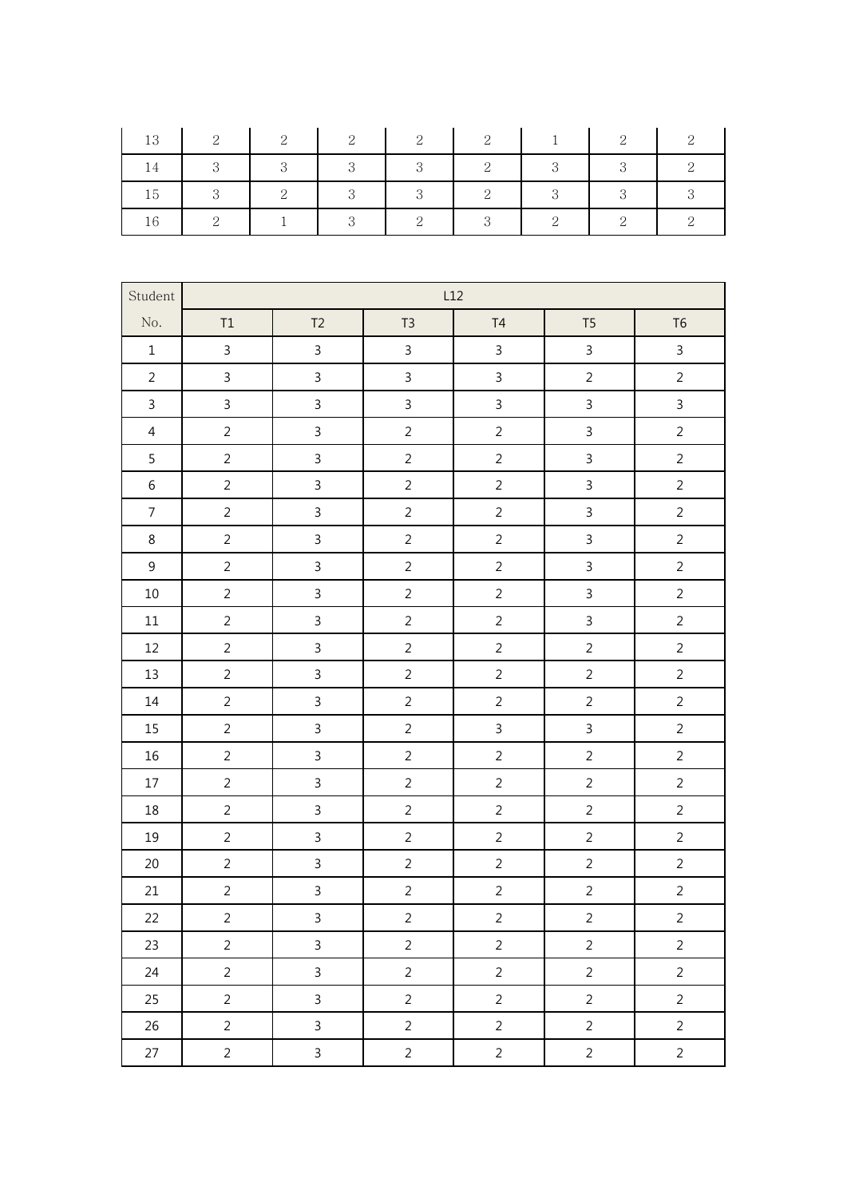| 13 | 2 | 2 | 2 | 2 | 2 | 1 | 2 | 2 |
|---|---|---|---|---|---|---|---|---|
| 14 | 3 | 3 | 3 | 3 | 2 | 3 | 3 | 2 |
| 15 | 3 | 2 | 3 | 3 | 2 | 3 | 3 | 3 |
| 16 | 2 | 1 | 3 | 2 | 3 | 2 | 2 | 2 |

| Student | L12 | | | | | |
|---|---|---|---|---|---|---|
| No. | T1 | T2 | T3 | T4 | T5 | T6 |
| 1 | 3 | 3 | 3 | 3 | 3 | 3 |
| 2 | 3 | 3 | 3 | 3 | 2 | 2 |
| 3 | 3 | 3 | 3 | 3 | 3 | 3 |
| 4 | 2 | 3 | 2 | 2 | 3 | 2 |
| 5 | 2 | 3 | 2 | 2 | 3 | 2 |
| 6 | 2 | 3 | 2 | 2 | 3 | 2 |
| 7 | 2 | 3 | 2 | 2 | 3 | 2 |
| 8 | 2 | 3 | 2 | 2 | 3 | 2 |
| 9 | 2 | 3 | 2 | 2 | 3 | 2 |
| 10 | 2 | 3 | 2 | 2 | 3 | 2 |
| 11 | 2 | 3 | 2 | 2 | 3 | 2 |
| 12 | 2 | 3 | 2 | 2 | 2 | 2 |
| 13 | 2 | 3 | 2 | 2 | 2 | 2 |
| 14 | 2 | 3 | 2 | 2 | 2 | 2 |
| 15 | 2 | 3 | 2 | 3 | 3 | 2 |
| 16 | 2 | 3 | 2 | 2 | 2 | 2 |
| 17 | 2 | 3 | 2 | 2 | 2 | 2 |
| 18 | 2 | 3 | 2 | 2 | 2 | 2 |
| 19 | 2 | 3 | 2 | 2 | 2 | 2 |
| 20 | 2 | 3 | 2 | 2 | 2 | 2 |
| 21 | 2 | 3 | 2 | 2 | 2 | 2 |
| 22 | 2 | 3 | 2 | 2 | 2 | 2 |
| 23 | 2 | 3 | 2 | 2 | 2 | 2 |
| 24 | 2 | 3 | 2 | 2 | 2 | 2 |
| 25 | 2 | 3 | 2 | 2 | 2 | 2 |
| 26 | 2 | 3 | 2 | 2 | 2 | 2 |
| 27 | 2 | 3 | 2 | 2 | 2 | 2 |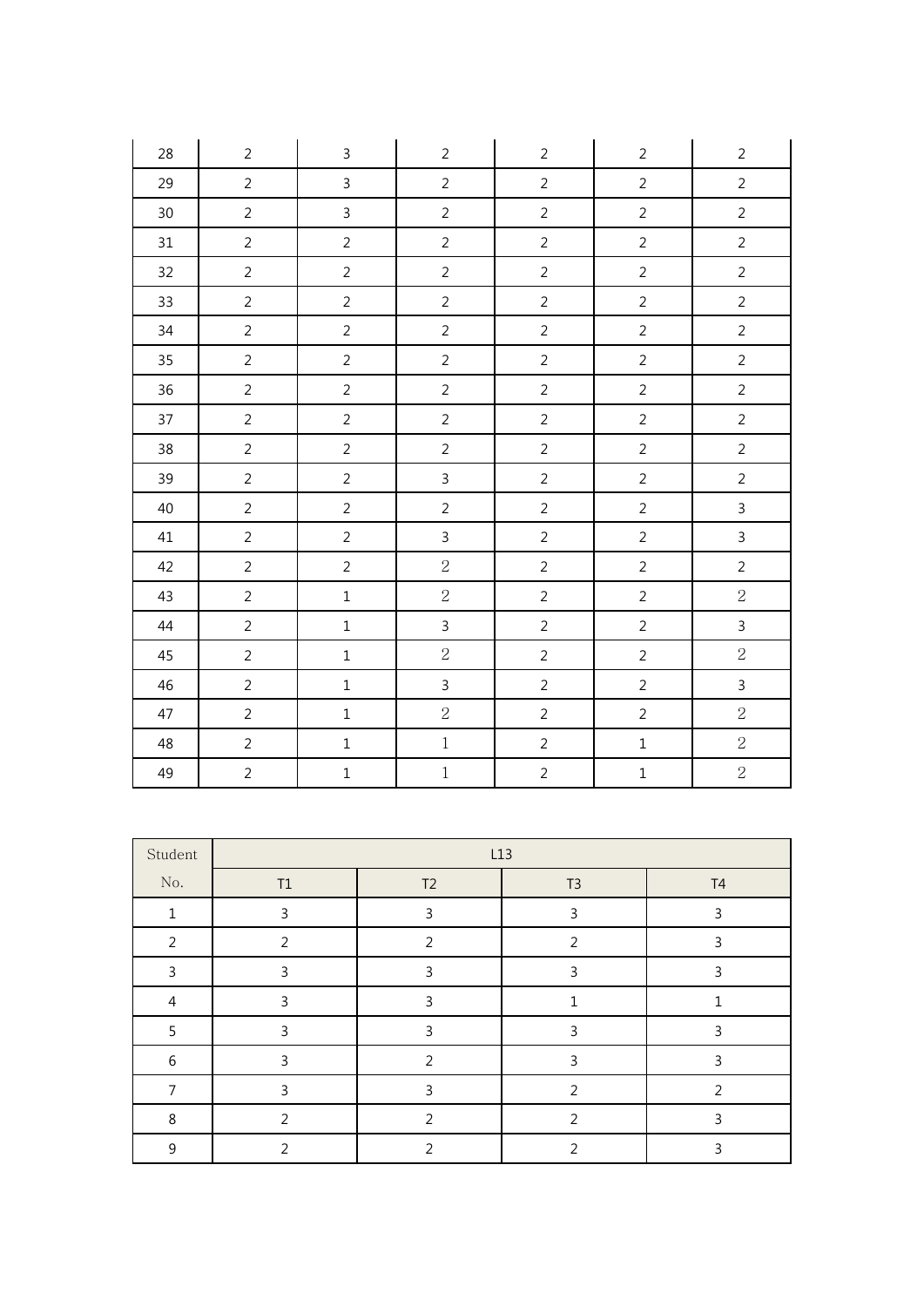| | | | | | | |
|---|---|---|---|---|---|---|
| 28 | 2 | 3 | 2 | 2 | 2 | 2 |
| 29 | 2 | 3 | 2 | 2 | 2 | 2 |
| 30 | 2 | 3 | 2 | 2 | 2 | 2 |
| 31 | 2 | 2 | 2 | 2 | 2 | 2 |
| 32 | 2 | 2 | 2 | 2 | 2 | 2 |
| 33 | 2 | 2 | 2 | 2 | 2 | 2 |
| 34 | 2 | 2 | 2 | 2 | 2 | 2 |
| 35 | 2 | 2 | 2 | 2 | 2 | 2 |
| 36 | 2 | 2 | 2 | 2 | 2 | 2 |
| 37 | 2 | 2 | 2 | 2 | 2 | 2 |
| 38 | 2 | 2 | 2 | 2 | 2 | 2 |
| 39 | 2 | 2 | 3 | 2 | 2 | 2 |
| 40 | 2 | 2 | 2 | 2 | 2 | 3 |
| 41 | 2 | 2 | 3 | 2 | 2 | 3 |
| 42 | 2 | 2 | 2 | 2 | 2 | 2 |
| 43 | 2 | 1 | 2 | 2 | 2 | 2 |
| 44 | 2 | 1 | 3 | 2 | 2 | 3 |
| 45 | 2 | 1 | 2 | 2 | 2 | 2 |
| 46 | 2 | 1 | 3 | 2 | 2 | 3 |
| 47 | 2 | 1 | 2 | 2 | 2 | 2 |
| 48 | 2 | 1 | 1 | 2 | 1 | 2 |
| 49 | 2 | 1 | 1 | 2 | 1 | 2 |

| Student No. | L13 | | | |
|---|---|---|---|---|
| | T1 | T2 | T3 | T4 |
| 1 | 3 | 3 | 3 | 3 |
| 2 | 2 | 2 | 2 | 3 |
| 3 | 3 | 3 | 3 | 3 |
| 4 | 3 | 3 | 1 | 1 |
| 5 | 3 | 3 | 3 | 3 |
| 6 | 3 | 2 | 3 | 3 |
| 7 | 3 | 3 | 2 | 2 |
| 8 | 2 | 2 | 2 | 3 |
| 9 | 2 | 2 | 2 | 3 |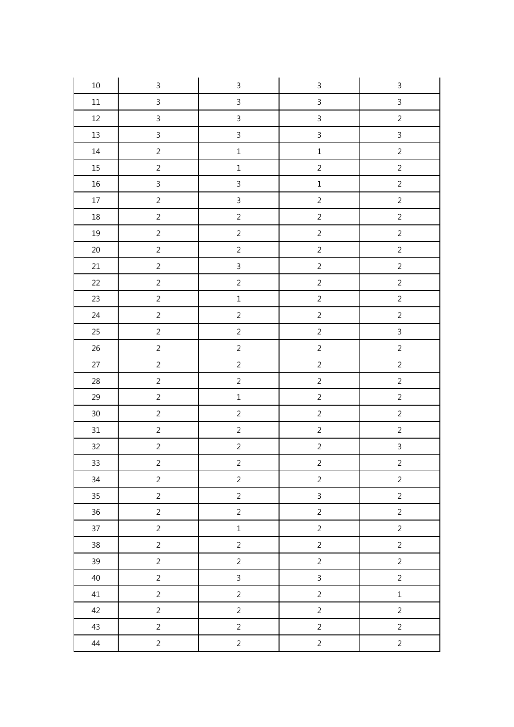| 10 | 3 | 3 | 3 | 3 |
|---|---|---|---|---|
| 11 | 3 | 3 | 3 | 3 |
| 12 | 3 | 3 | 3 | 2 |
| 13 | 3 | 3 | 3 | 3 |
| 14 | 2 | 1 | 1 | 2 |
| 15 | 2 | 1 | 2 | 2 |
| 16 | 3 | 3 | 1 | 2 |
| 17 | 2 | 3 | 2 | 2 |
| 18 | 2 | 2 | 2 | 2 |
| 19 | 2 | 2 | 2 | 2 |
| 20 | 2 | 2 | 2 | 2 |
| 21 | 2 | 3 | 2 | 2 |
| 22 | 2 | 2 | 2 | 2 |
| 23 | 2 | 1 | 2 | 2 |
| 24 | 2 | 2 | 2 | 2 |
| 25 | 2 | 2 | 2 | 3 |
| 26 | 2 | 2 | 2 | 2 |
| 27 | 2 | 2 | 2 | 2 |
| 28 | 2 | 2 | 2 | 2 |
| 29 | 2 | 1 | 2 | 2 |
| 30 | 2 | 2 | 2 | 2 |
| 31 | 2 | 2 | 2 | 2 |
| 32 | 2 | 2 | 2 | 3 |
| 33 | 2 | 2 | 2 | 2 |
| 34 | 2 | 2 | 2 | 2 |
| 35 | 2 | 2 | 3 | 2 |
| 36 | 2 | 2 | 2 | 2 |
| 37 | 2 | 1 | 2 | 2 |
| 38 | 2 | 2 | 2 | 2 |
| 39 | 2 | 2 | 2 | 2 |
| 40 | 2 | 3 | 3 | 2 |
| 41 | 2 | 2 | 2 | 1 |
| 42 | 2 | 2 | 2 | 2 |
| 43 | 2 | 2 | 2 | 2 |
| 44 | 2 | 2 | 2 | 2 |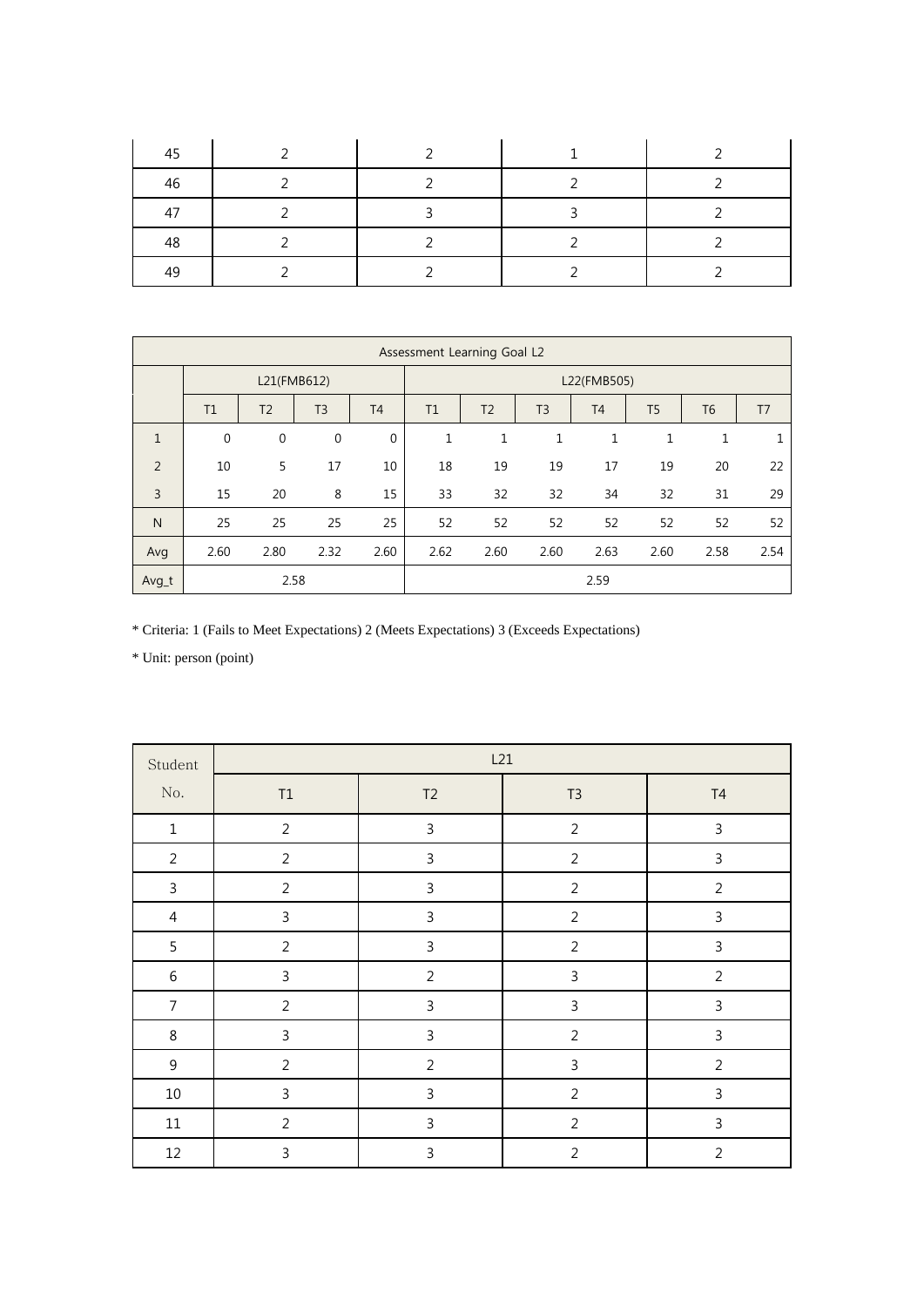| 45 | 2 | 2 | 1 | 2 |
|---|---|---|---|---|
| 46 | 2 | 2 | 2 | 2 |
| 47 | 2 | 3 | 3 | 2 |
| 48 | 2 | 2 | 2 | 2 |
| 49 | 2 | 2 | 2 | 2 |

| Assessment Learning Goal L2 | | | | | | | | | | | |
|---|---|---|---|---|---|---|---|---|---|---|---|
| | L21(FMB612) | | | | L22(FMB505) | | | | | | |
| | T1 | T2 | T3 | T4 | T1 | T2 | T3 | T4 | T5 | T6 | T7 |
| 1 | 0 | 0 | 0 | 0 | 1 | 1 | 1 | 1 | 1 | 1 | 1 |
| 2 | 10 | 5 | 17 | 10 | 18 | 19 | 19 | 17 | 19 | 20 | 22 |
| 3 | 15 | 20 | 8 | 15 | 33 | 32 | 32 | 34 | 32 | 31 | 29 |
| N | 25 | 25 | 25 | 25 | 52 | 52 | 52 | 52 | 52 | 52 | 52 |
| Avg | 2.60 | 2.80 | 2.32 | 2.60 | 2.62 | 2.60 | 2.60 | 2.63 | 2.60 | 2.58 | 2.54 |
| Avg_t | 2.58 | | | | 2.59 | | | | | | |

* Criteria: 1 (Fails to Meet Expectations) 2 (Meets Expectations) 3 (Exceeds Expectations)

* Unit: person (point)

| Student No. | L21 | | | |
|---|---|---|---|---|
| | T1 | T2 | T3 | T4 |
| 1 | 2 | 3 | 2 | 3 |
| 2 | 2 | 3 | 2 | 3 |
| 3 | 2 | 3 | 2 | 2 |
| 4 | 3 | 3 | 2 | 3 |
| 5 | 2 | 3 | 2 | 3 |
| 6 | 3 | 2 | 3 | 2 |
| 7 | 2 | 3 | 3 | 3 |
| 8 | 3 | 3 | 2 | 3 |
| 9 | 2 | 2 | 3 | 2 |
| 10 | 3 | 3 | 2 | 3 |
| 11 | 2 | 3 | 2 | 3 |
| 12 | 3 | 3 | 2 | 2 |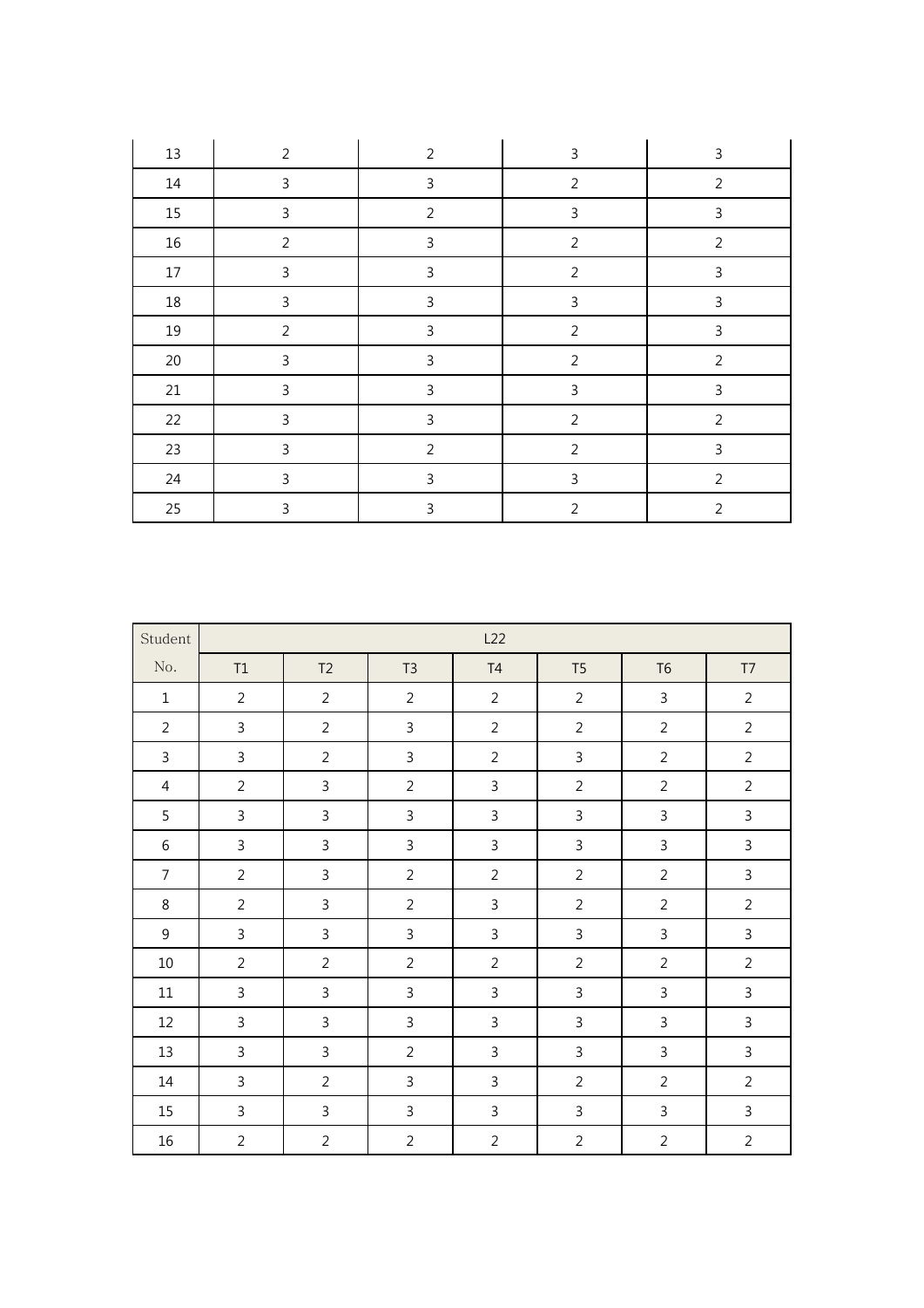| | | | | |
|---|---|---|---|---|
| 13 | 2 | 2 | 3 | 3 |
| 14 | 3 | 3 | 2 | 2 |
| 15 | 3 | 2 | 3 | 3 |
| 16 | 2 | 3 | 2 | 2 |
| 17 | 3 | 3 | 2 | 3 |
| 18 | 3 | 3 | 3 | 3 |
| 19 | 2 | 3 | 2 | 3 |
| 20 | 3 | 3 | 2 | 2 |
| 21 | 3 | 3 | 3 | 3 |
| 22 | 3 | 3 | 2 | 2 |
| 23 | 3 | 2 | 2 | 3 |
| 24 | 3 | 3 | 3 | 2 |
| 25 | 3 | 3 | 2 | 2 |

| Student No. | L22 | | | | | | |
|---|---|---|---|---|---|---|---|
| | T1 | T2 | T3 | T4 | T5 | T6 | T7 |
| 1 | 2 | 2 | 2 | 2 | 2 | 3 | 2 |
| 2 | 3 | 2 | 3 | 2 | 2 | 2 | 2 |
| 3 | 3 | 2 | 3 | 2 | 3 | 2 | 2 |
| 4 | 2 | 3 | 2 | 3 | 2 | 2 | 2 |
| 5 | 3 | 3 | 3 | 3 | 3 | 3 | 3 |
| 6 | 3 | 3 | 3 | 3 | 3 | 3 | 3 |
| 7 | 2 | 3 | 2 | 2 | 2 | 2 | 3 |
| 8 | 2 | 3 | 2 | 3 | 2 | 2 | 2 |
| 9 | 3 | 3 | 3 | 3 | 3 | 3 | 3 |
| 10 | 2 | 2 | 2 | 2 | 2 | 2 | 2 |
| 11 | 3 | 3 | 3 | 3 | 3 | 3 | 3 |
| 12 | 3 | 3 | 3 | 3 | 3 | 3 | 3 |
| 13 | 3 | 3 | 2 | 3 | 3 | 3 | 3 |
| 14 | 3 | 2 | 3 | 3 | 2 | 2 | 2 |
| 15 | 3 | 3 | 3 | 3 | 3 | 3 | 3 |
| 16 | 2 | 2 | 2 | 2 | 2 | 2 | 2 |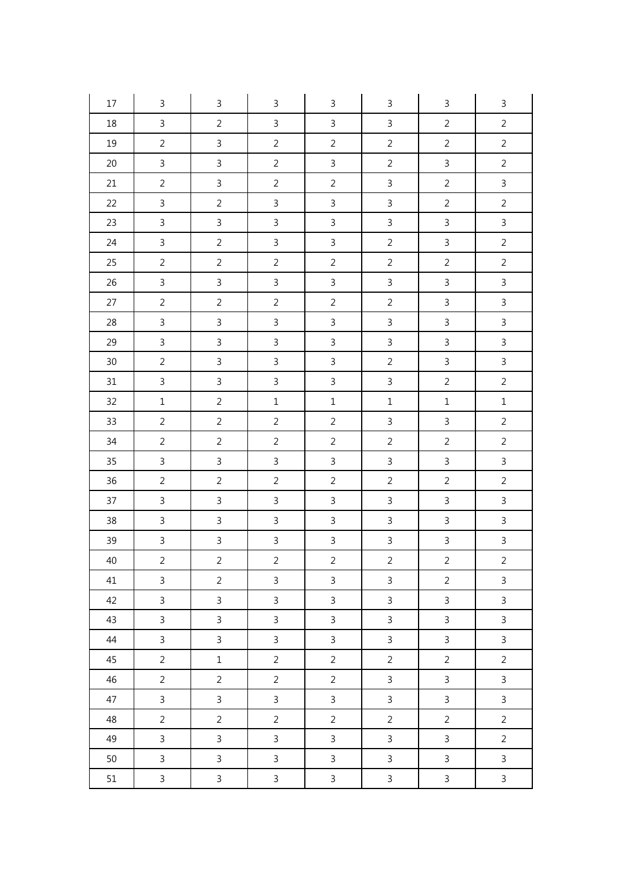| 17 | 3 | 3 | 3 | 3 | 3 | 3 | 3 |
|---|---|---|---|---|---|---|---|
| 18 | 3 | 2 | 3 | 3 | 3 | 2 | 2 |
| 19 | 2 | 3 | 2 | 2 | 2 | 2 | 2 |
| 20 | 3 | 3 | 2 | 3 | 2 | 3 | 2 |
| 21 | 2 | 3 | 2 | 2 | 3 | 2 | 3 |
| 22 | 3 | 2 | 3 | 3 | 3 | 2 | 2 |
| 23 | 3 | 3 | 3 | 3 | 3 | 3 | 3 |
| 24 | 3 | 2 | 3 | 3 | 2 | 3 | 2 |
| 25 | 2 | 2 | 2 | 2 | 2 | 2 | 2 |
| 26 | 3 | 3 | 3 | 3 | 3 | 3 | 3 |
| 27 | 2 | 2 | 2 | 2 | 2 | 3 | 3 |
| 28 | 3 | 3 | 3 | 3 | 3 | 3 | 3 |
| 29 | 3 | 3 | 3 | 3 | 3 | 3 | 3 |
| 30 | 2 | 3 | 3 | 3 | 2 | 3 | 3 |
| 31 | 3 | 3 | 3 | 3 | 3 | 2 | 2 |
| 32 | 1 | 2 | 1 | 1 | 1 | 1 | 1 |
| 33 | 2 | 2 | 2 | 2 | 3 | 3 | 2 |
| 34 | 2 | 2 | 2 | 2 | 2 | 2 | 2 |
| 35 | 3 | 3 | 3 | 3 | 3 | 3 | 3 |
| 36 | 2 | 2 | 2 | 2 | 2 | 2 | 2 |
| 37 | 3 | 3 | 3 | 3 | 3 | 3 | 3 |
| 38 | 3 | 3 | 3 | 3 | 3 | 3 | 3 |
| 39 | 3 | 3 | 3 | 3 | 3 | 3 | 3 |
| 40 | 2 | 2 | 2 | 2 | 2 | 2 | 2 |
| 41 | 3 | 2 | 3 | 3 | 3 | 2 | 3 |
| 42 | 3 | 3 | 3 | 3 | 3 | 3 | 3 |
| 43 | 3 | 3 | 3 | 3 | 3 | 3 | 3 |
| 44 | 3 | 3 | 3 | 3 | 3 | 3 | 3 |
| 45 | 2 | 1 | 2 | 2 | 2 | 2 | 2 |
| 46 | 2 | 2 | 2 | 2 | 3 | 3 | 3 |
| 47 | 3 | 3 | 3 | 3 | 3 | 3 | 3 |
| 48 | 2 | 2 | 2 | 2 | 2 | 2 | 2 |
| 49 | 3 | 3 | 3 | 3 | 3 | 3 | 2 |
| 50 | 3 | 3 | 3 | 3 | 3 | 3 | 3 |
| 51 | 3 | 3 | 3 | 3 | 3 | 3 | 3 |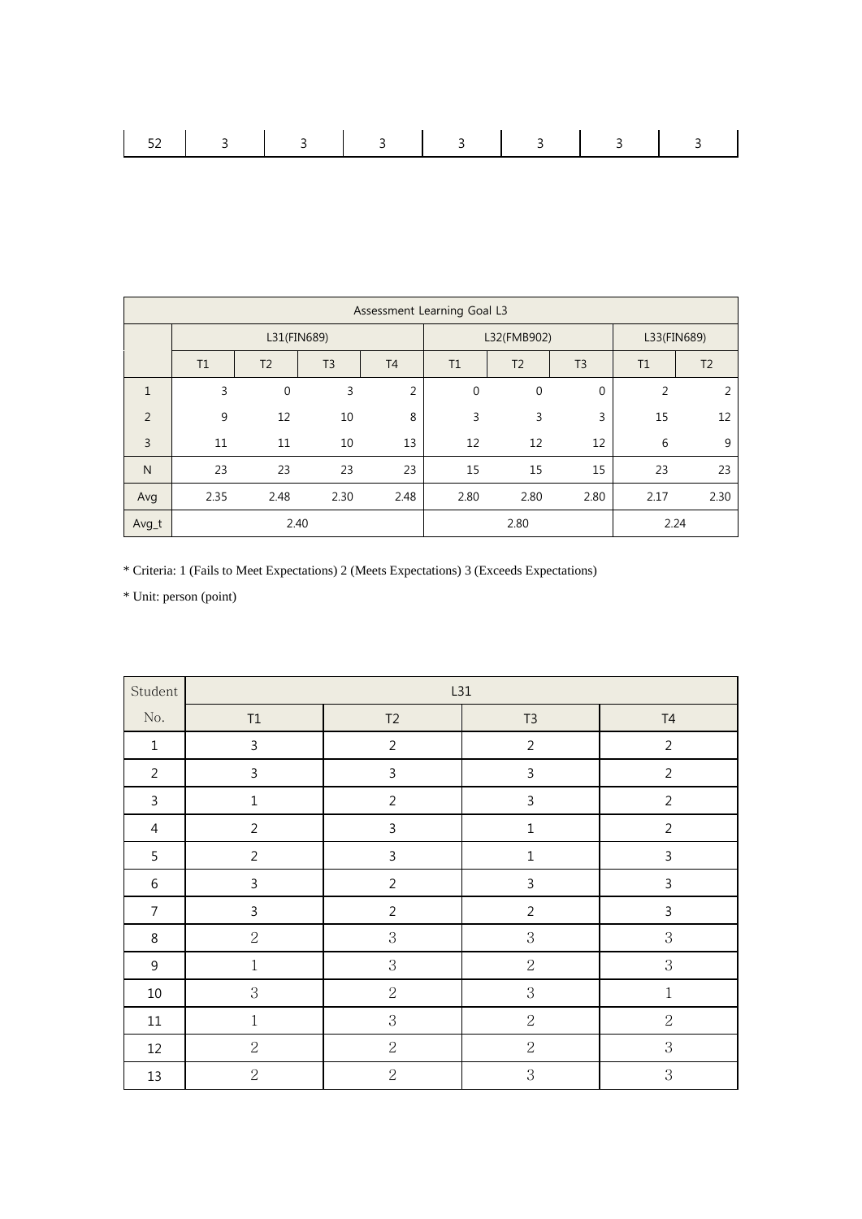| 52 | 3 | 3 | 3 | 3 | 3 | 3 | 3 |
|---|---|---|---|---|---|---|---|

| Assessment Learning Goal L3 | | | | | | | | | |
|---|---|---|---|---|---|---|---|---|---|
| | L31(FIN689) | | | | L32(FMB902) | | | L33(FIN689) | |
| | T1 | T2 | T3 | T4 | T1 | T2 | T3 | T1 | T2 |
| 1 | 3 | 0 | 3 | 2 | 0 | 0 | 0 | 2 | 2 |
| 2 | 9 | 12 | 10 | 8 | 3 | 3 | 3 | 15 | 12 |
| 3 | 11 | 11 | 10 | 13 | 12 | 12 | 12 | 6 | 9 |
| N | 23 | 23 | 23 | 23 | 15 | 15 | 15 | 23 | 23 |
| Avg | 2.35 | 2.48 | 2.30 | 2.48 | 2.80 | 2.80 | 2.80 | 2.17 | 2.30 |
| Avg_t | 2.40 | | | | 2.80 | | | 2.24 | |

* Criteria: 1 (Fails to Meet Expectations) 2 (Meets Expectations) 3 (Exceeds Expectations)

* Unit: person (point)

| Student No. | L31 | | | |
|---|---|---|---|---|
| | T1 | T2 | T3 | T4 |
| 1 | 3 | 2 | 2 | 2 |
| 2 | 3 | 3 | 3 | 2 |
| 3 | 1 | 2 | 3 | 2 |
| 4 | 2 | 3 | 1 | 2 |
| 5 | 2 | 3 | 1 | 3 |
| 6 | 3 | 2 | 3 | 3 |
| 7 | 3 | 2 | 2 | 3 |
| 8 | 2 | 3 | 3 | 3 |
| 9 | 1 | 3 | 2 | 3 |
| 10 | 3 | 2 | 3 | 1 |
| 11 | 1 | 3 | 2 | 2 |
| 12 | 2 | 2 | 2 | 3 |
| 13 | 2 | 2 | 3 | 3 |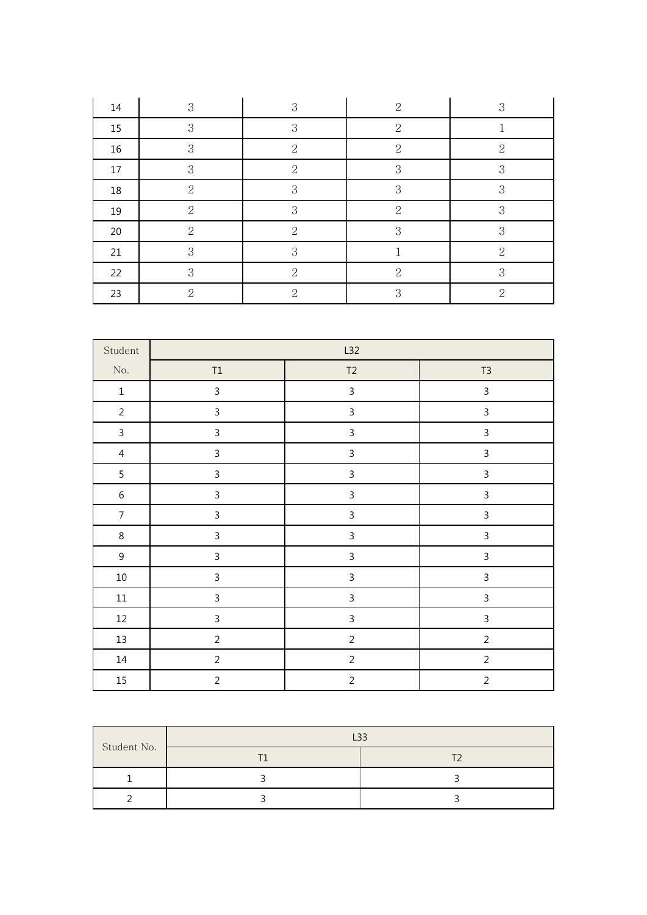| | | | | |
|---|---|---|---|---|
| 14 | 3 | 3 | 2 | 3 |
| 15 | 3 | 3 | 2 | 1 |
| 16 | 3 | 2 | 2 | 2 |
| 17 | 3 | 2 | 3 | 3 |
| 18 | 2 | 3 | 3 | 3 |
| 19 | 2 | 3 | 2 | 3 |
| 20 | 2 | 2 | 3 | 3 |
| 21 | 3 | 3 | 1 | 2 |
| 22 | 3 | 2 | 2 | 3 |
| 23 | 2 | 2 | 3 | 2 |

| Student No. | L32 | | |
|---|---|---|---|
| | T1 | T2 | T3 |
| 1 | 3 | 3 | 3 |
| 2 | 3 | 3 | 3 |
| 3 | 3 | 3 | 3 |
| 4 | 3 | 3 | 3 |
| 5 | 3 | 3 | 3 |
| 6 | 3 | 3 | 3 |
| 7 | 3 | 3 | 3 |
| 8 | 3 | 3 | 3 |
| 9 | 3 | 3 | 3 |
| 10 | 3 | 3 | 3 |
| 11 | 3 | 3 | 3 |
| 12 | 3 | 3 | 3 |
| 13 | 2 | 2 | 2 |
| 14 | 2 | 2 | 2 |
| 15 | 2 | 2 | 2 |

| Student No. | L33 | |
|---|---|---|
| | T1 | T2 |
| 1 | 3 | 3 |
| 2 | 3 | 3 |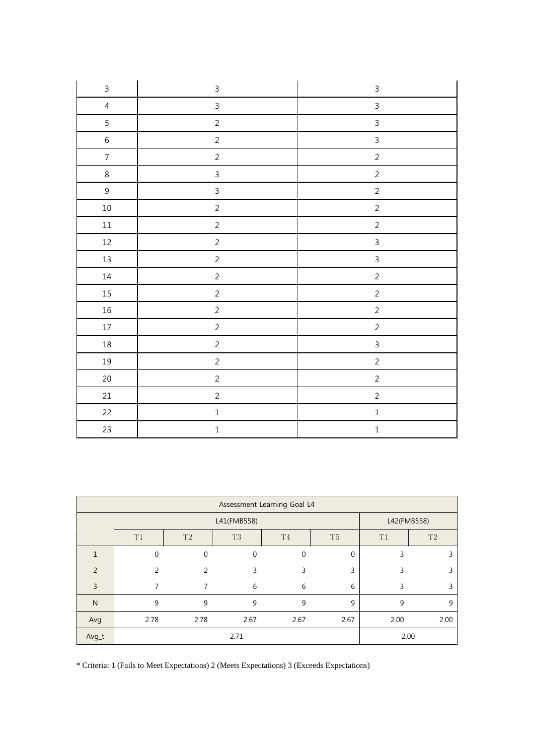| | | |
|---|---|---|
| 3 | 3 | 3 |
| 4 | 3 | 3 |
| 5 | 2 | 3 |
| 6 | 2 | 3 |
| 7 | 2 | 2 |
| 8 | 3 | 2 |
| 9 | 3 | 2 |
| 10 | 2 | 2 |
| 11 | 2 | 2 |
| 12 | 2 | 3 |
| 13 | 2 | 3 |
| 14 | 2 | 2 |
| 15 | 2 | 2 |
| 16 | 2 | 2 |
| 17 | 2 | 2 |
| 18 | 2 | 3 |
| 19 | 2 | 2 |
| 20 | 2 | 2 |
| 21 | 2 | 2 |
| 22 | 1 | 1 |
| 23 | 1 | 1 |

| Assessment Learning Goal L4 | | | | | | | |
|---|---|---|---|---|---|---|---|
| | L41(FMB558) | | | | | L42(FMB558) | |
| | T1 | T2 | T3 | T4 | T5 | T1 | T2 |
| 1 | 0 | 0 | 0 | 0 | 0 | 3 | 3 |
| 2 | 2 | 2 | 3 | 3 | 3 | 3 | 3 |
| 3 | 7 | 7 | 6 | 6 | 6 | 3 | 3 |
| N | 9 | 9 | 9 | 9 | 9 | 9 | 9 |
| Avg | 2.78 | 2.78 | 2.67 | 2.67 | 2.67 | 2.00 | 2.00 |
| Avg_t | 2.71 | | | | | 2.00 | |

* Criteria: 1 (Fails to Meet Expectations) 2 (Meets Expectations) 3 (Exceeds Expectations)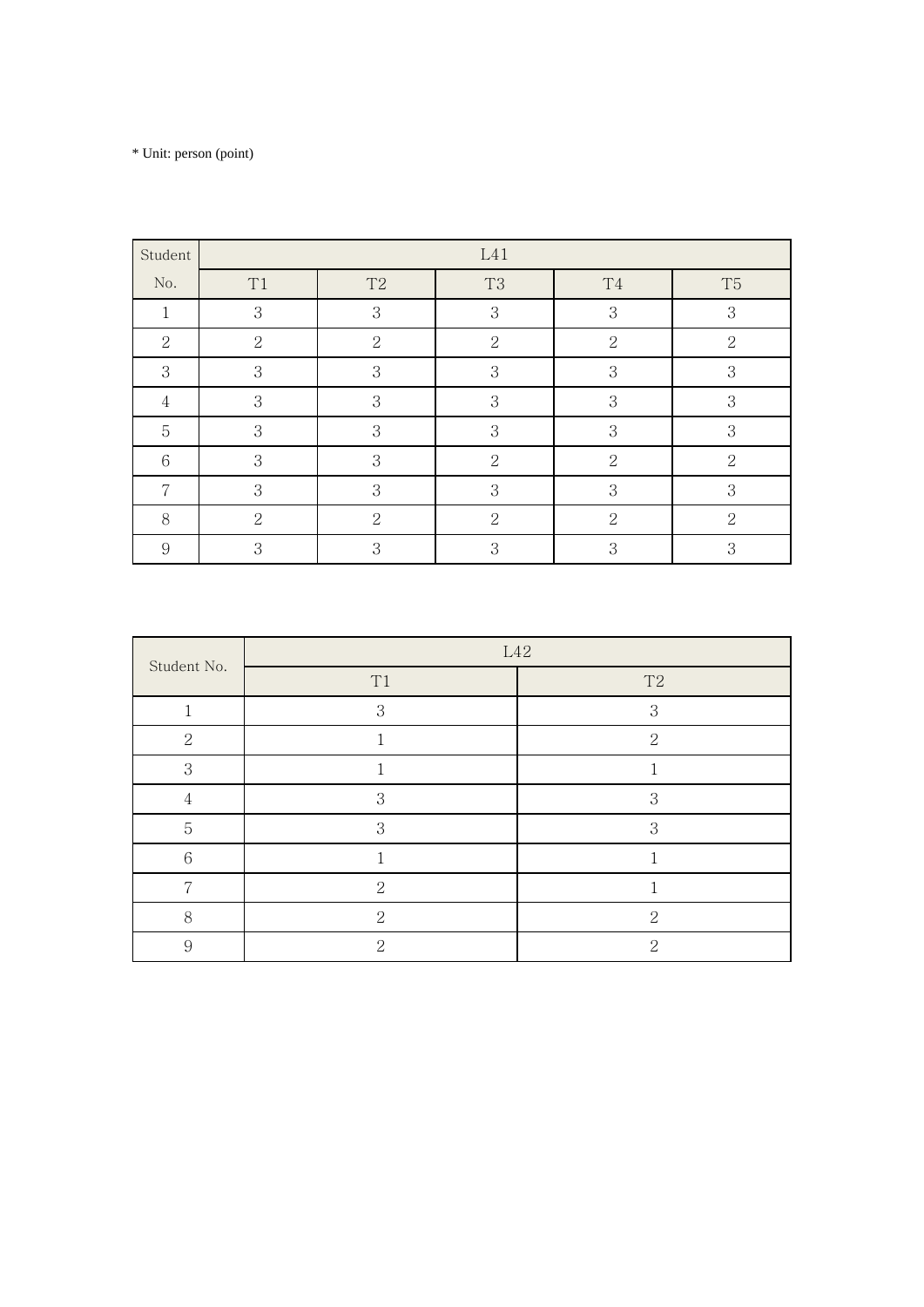* Unit: person (point)

| Student No. | L41 | | | | |
|---|---|---|---|---|---|
| | T1 | T2 | T3 | T4 | T5 |
| 1 | 3 | 3 | 3 | 3 | 3 |
| 2 | 2 | 2 | 2 | 2 | 2 |
| 3 | 3 | 3 | 3 | 3 | 3 |
| 4 | 3 | 3 | 3 | 3 | 3 |
| 5 | 3 | 3 | 3 | 3 | 3 |
| 6 | 3 | 3 | 2 | 2 | 2 |
| 7 | 3 | 3 | 3 | 3 | 3 |
| 8 | 2 | 2 | 2 | 2 | 2 |
| 9 | 3 | 3 | 3 | 3 | 3 |

| Student No. | L42 | |
|---|---|---|
| | T1 | T2 |
| 1 | 3 | 3 |
| 2 | 1 | 2 |
| 3 | 1 | 1 |
| 4 | 3 | 3 |
| 5 | 3 | 3 |
| 6 | 1 | 1 |
| 7 | 2 | 1 |
| 8 | 2 | 2 |
| 9 | 2 | 2 |